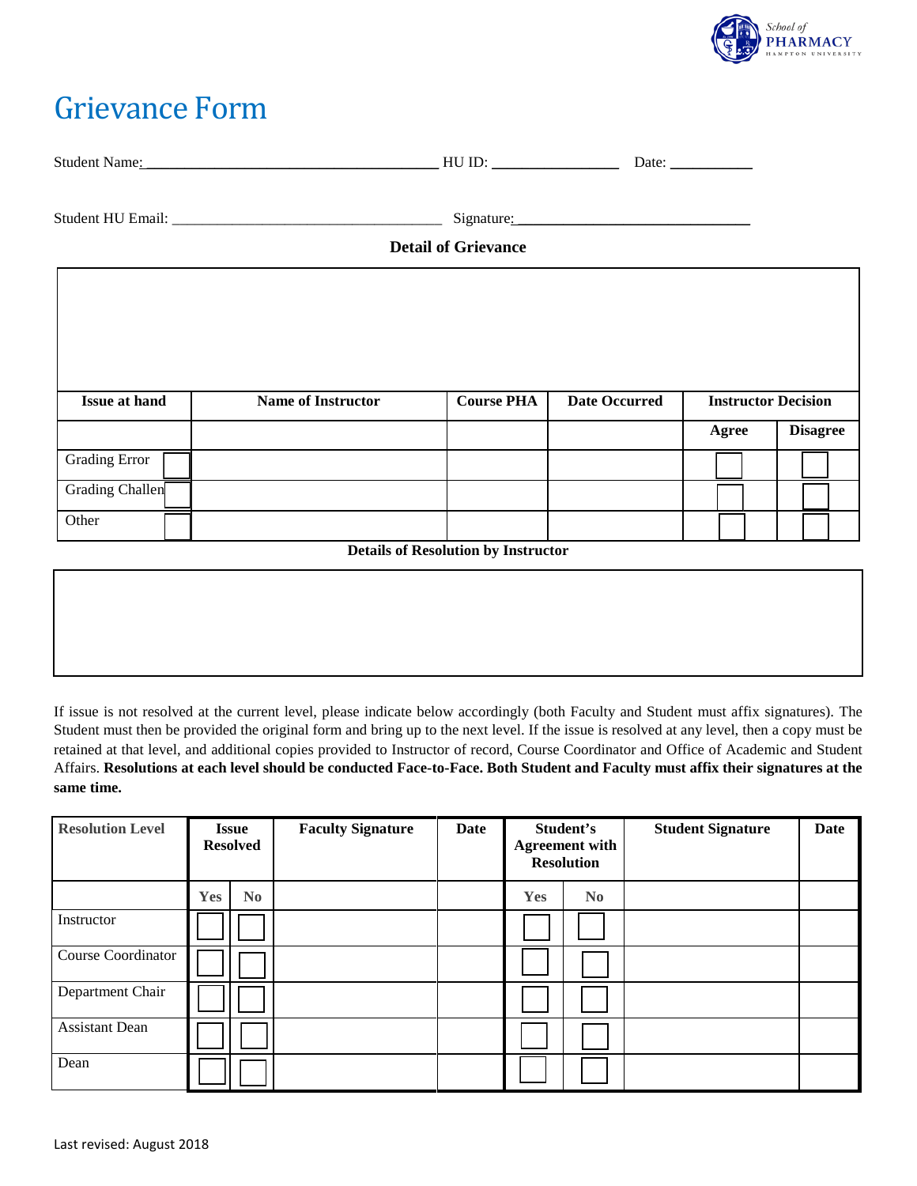# Grievance Form

Student Name: ______________________________________ HU ID: ________________ Date: __________

Student HU Email: ___________________________________ Signature: ______________________________

**Detail of Grievance**

| Issue at hand | Name of Instructor | Course PHA | Date Occurred | Instructor Decision | |
|---|---|---|---|---|---|
| | | | | **Agree** | **Disagree** |
| Grading Error ☐ | | | | ☐ | ☐ |
| Grading Challen ☐ | | | | ☐ | ☐ |
| Other ☐ | | | | ☐ | ☐ |

**Details of Resolution by Instructor**

If issue is not resolved at the current level, please indicate below accordingly (both Faculty and Student must affix signatures). The Student must then be provided the original form and bring up to the next level. If the issue is resolved at any level, then a copy must be retained at that level, and additional copies provided to Instructor of record, Course Coordinator and Office of Academic and Student Affairs. **Resolutions at each level should be conducted Face-to-Face. Both Student and Faculty must affix their signatures at the same time.**

| Resolution Level | Issue Resolved | | Faculty Signature | Date | Student's Agreement with Resolution | | Student Signature | Date |
|---|---|---|---|---|---|---|---|---|
| | Yes | No | | | Yes | No | | |
| Instructor | ☐ | ☐ | | | ☐ | ☐ | | |
| Course Coordinator | ☐ | ☐ | | | ☐ | ☐ | | |
| Department Chair | ☐ | ☐ | | | ☐ | ☐ | | |
| Assistant Dean | ☐ | ☐ | | | ☐ | ☐ | | |
| Dean | ☐ | ☐ | | | ☐ | ☐ | | |

Last revised: August 2018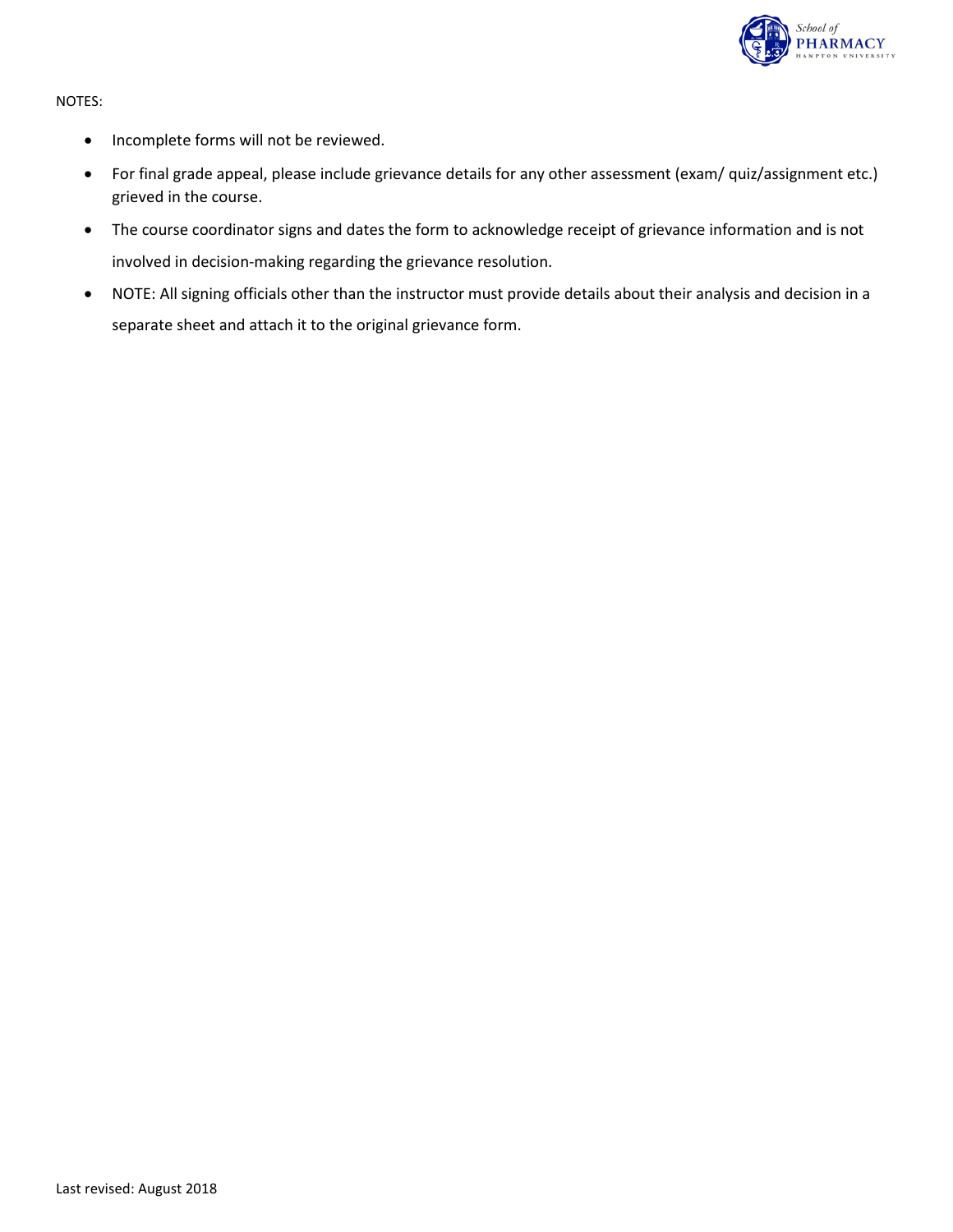NOTES:

- Incomplete forms will not be reviewed.
- For final grade appeal, please include grievance details for any other assessment (exam/ quiz/assignment etc.) grieved in the course.
- The course coordinator signs and dates the form to acknowledge receipt of grievance information and is not involved in decision-making regarding the grievance resolution.
- NOTE: All signing officials other than the instructor must provide details about their analysis and decision in a separate sheet and attach it to the original grievance form.

Last revised: August 2018